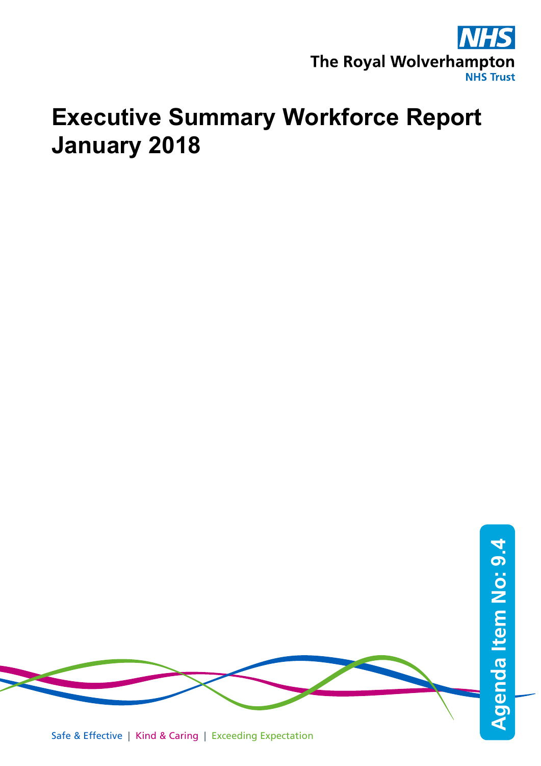NHS

The Royal Wolverhampton NHS Trust

# Executive Summary Workforce Report January 2018

Agenda Item No: 9.4

Safe & Effective | Kind & Caring | Exceeding Expectation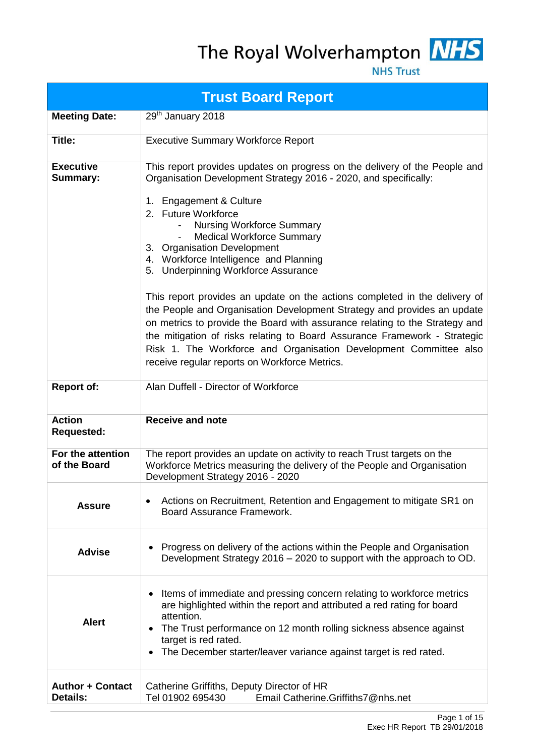The Royal Wolverhampton NHS Trust

# Trust Board Report

| | |
|---|---|
| **Meeting Date:** | 29th January 2018 |
| **Title:** | Executive Summary Workforce Report |
| **Executive Summary:** | This report provides updates on progress on the delivery of the People and Organisation Development Strategy 2016 - 2020, and specifically:<br><br>1. Engagement & Culture<br>2. Future Workforce<br>  - Nursing Workforce Summary<br>  - Medical Workforce Summary<br>3. Organisation Development<br>4. Workforce Intelligence and Planning<br>5. Underpinning Workforce Assurance<br><br>This report provides an update on the actions completed in the delivery of the People and Organisation Development Strategy and provides an update on metrics to provide the Board with assurance relating to the Strategy and the mitigation of risks relating to Board Assurance Framework - Strategic Risk 1. The Workforce and Organisation Development Committee also receive regular reports on Workforce Metrics. |
| **Report of:** | Alan Duffell - Director of Workforce |
| **Action Requested:** | **Receive and note** |
| **For the attention of the Board** | The report provides an update on activity to reach Trust targets on the Workforce Metrics measuring the delivery of the People and Organisation Development Strategy 2016 - 2020 |
| **Assure** | • Actions on Recruitment, Retention and Engagement to mitigate SR1 on Board Assurance Framework. |
| **Advise** | • Progress on delivery of the actions within the People and Organisation Development Strategy 2016 – 2020 to support with the approach to OD. |
| **Alert** | • Items of immediate and pressing concern relating to workforce metrics are highlighted within the report and attributed a red rating for board attention.<br>• The Trust performance on 12 month rolling sickness absence against target is red rated.<br>• The December starter/leaver variance against target is red rated. |
| **Author + Contact Details:** | Catherine Griffiths, Deputy Director of HR<br>Tel 01902 695430    Email Catherine.Griffiths7@nhs.net |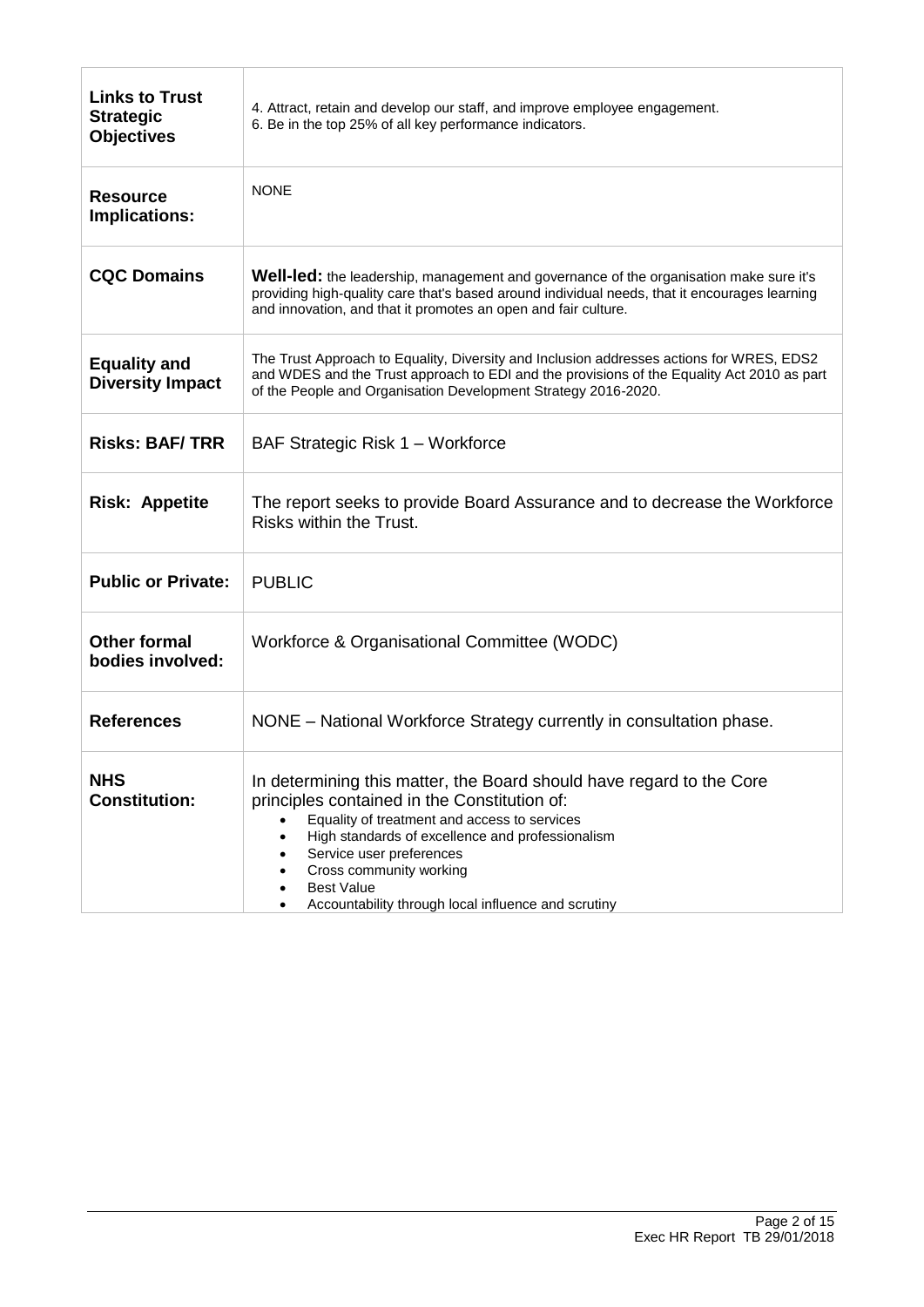| | |
|---|---|
| **Links to Trust Strategic Objectives** | 4. Attract, retain and develop our staff, and improve employee engagement.<br>6. Be in the top 25% of all key performance indicators. |
| **Resource Implications:** | NONE |
| **CQC Domains** | **Well-led:** the leadership, management and governance of the organisation make sure it's providing high-quality care that's based around individual needs, that it encourages learning and innovation, and that it promotes an open and fair culture. |
| **Equality and Diversity Impact** | The Trust Approach to Equality, Diversity and Inclusion addresses actions for WRES, EDS2 and WDES and the Trust approach to EDI and the provisions of the Equality Act 2010 as part of the People and Organisation Development Strategy 2016-2020. |
| **Risks: BAF/ TRR** | BAF Strategic Risk 1 – Workforce |
| **Risk: Appetite** | The report seeks to provide Board Assurance and to decrease the Workforce Risks within the Trust. |
| **Public or Private:** | PUBLIC |
| **Other formal bodies involved:** | Workforce & Organisational Committee (WODC) |
| **References** | NONE – National Workforce Strategy currently in consultation phase. |
| **NHS Constitution:** | In determining this matter, the Board should have regard to the Core principles contained in the Constitution of:<br>• Equality of treatment and access to services<br>• High standards of excellence and professionalism<br>• Service user preferences<br>• Cross community working<br>• Best Value<br>• Accountability through local influence and scrutiny |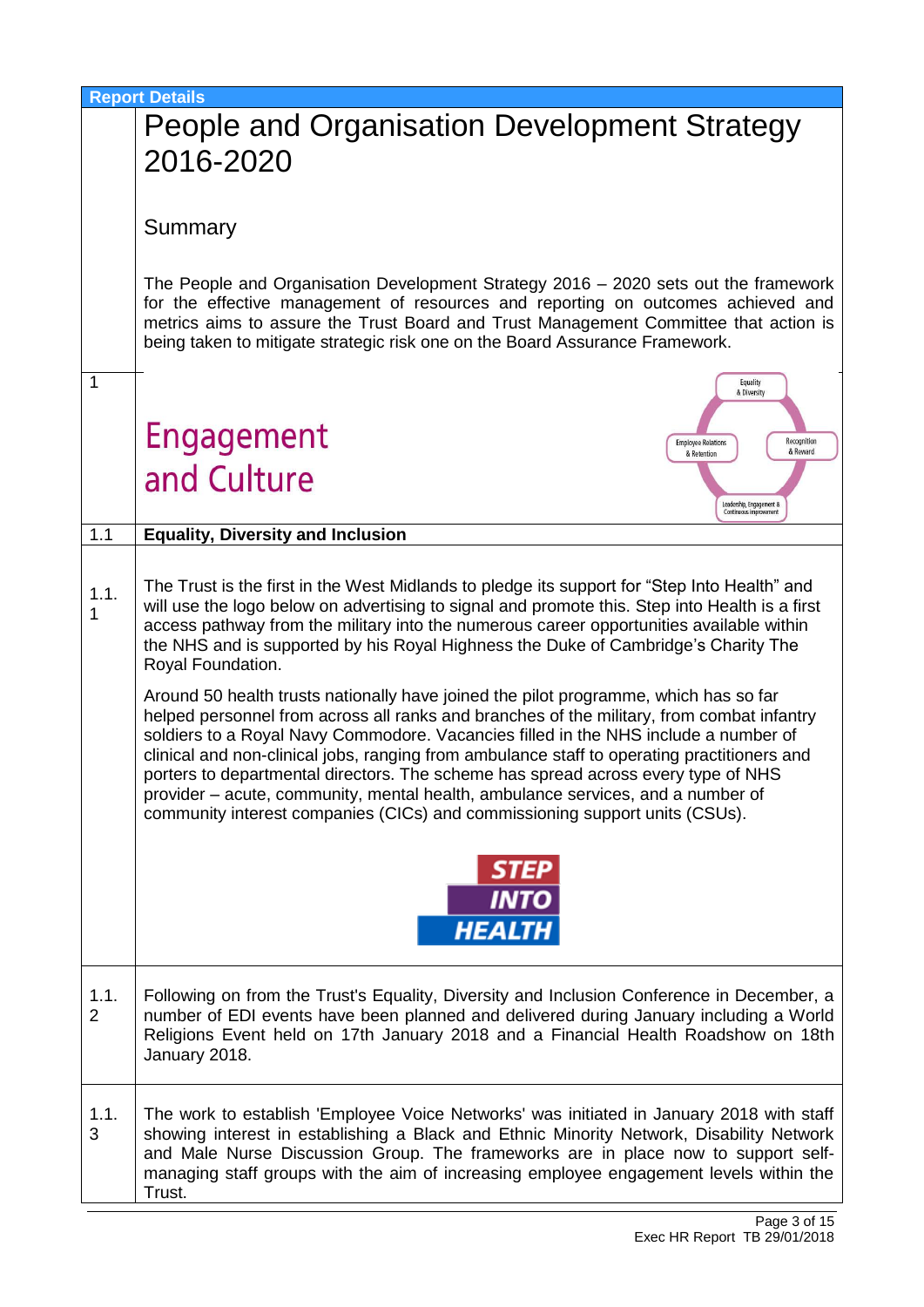**Report Details**

# People and Organisation Development Strategy 2016-2020

## Summary

The People and Organisation Development Strategy 2016 – 2020 sets out the framework for the effective management of resources and reporting on outcomes achieved and metrics aims to assure the Trust Board and Trust Management Committee that action is being taken to mitigate strategic risk one on the Board Assurance Framework.

## 1 Engagement and Culture

Equality & Diversity | Recognition & Reward | Leadership, Engagement & Continuous Improvement | Employee Relations & Retention

### 1.1 Equality, Diversity and Inclusion

**1.1.1** The Trust is the first in the West Midlands to pledge its support for "Step Into Health" and will use the logo below on advertising to signal and promote this. Step into Health is a first access pathway from the military into the numerous career opportunities available within the NHS and is supported by his Royal Highness the Duke of Cambridge's Charity The Royal Foundation.

Around 50 health trusts nationally have joined the pilot programme, which has so far helped personnel from across all ranks and branches of the military, from combat infantry soldiers to a Royal Navy Commodore. Vacancies filled in the NHS include a number of clinical and non-clinical jobs, ranging from ambulance staff to operating practitioners and porters to departmental directors. The scheme has spread across every type of NHS provider – acute, community, mental health, ambulance services, and a number of community interest companies (CICs) and commissioning support units (CSUs).

STEP INTO HEALTH

**1.1.2** Following on from the Trust's Equality, Diversity and Inclusion Conference in December, a number of EDI events have been planned and delivered during January including a World Religions Event held on 17th January 2018 and a Financial Health Roadshow on 18th January 2018.

**1.1.3** The work to establish 'Employee Voice Networks' was initiated in January 2018 with staff showing interest in establishing a Black and Ethnic Minority Network, Disability Network and Male Nurse Discussion Group. The frameworks are in place now to support self-managing staff groups with the aim of increasing employee engagement levels within the Trust.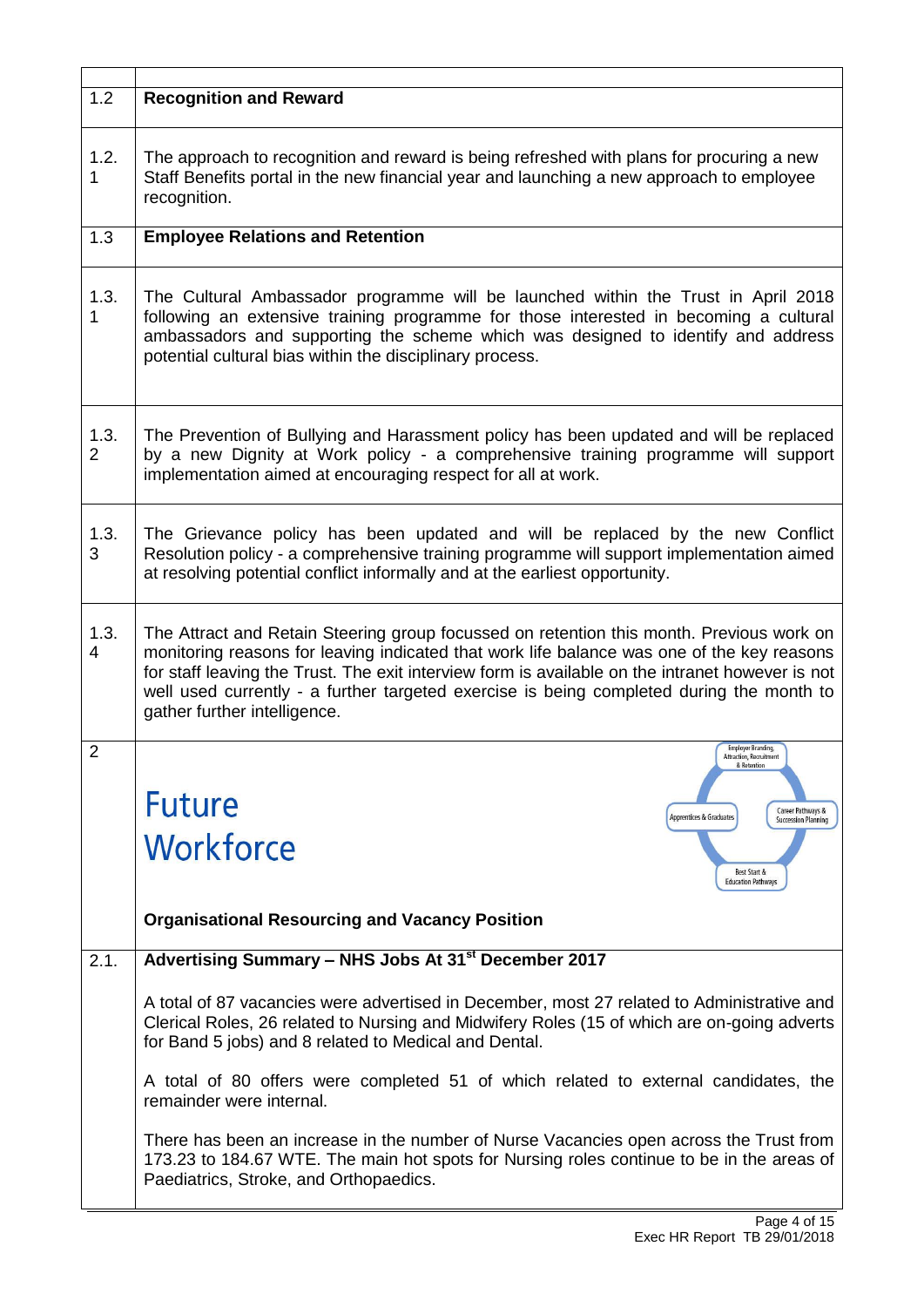| | |
|---|---|
| 1.2 | **Recognition and Reward** |
| 1.2.1 | The approach to recognition and reward is being refreshed with plans for procuring a new Staff Benefits portal in the new financial year and launching a new approach to employee recognition. |
| 1.3 | **Employee Relations and Retention** |
| 1.3.1 | The Cultural Ambassador programme will be launched within the Trust in April 2018 following an extensive training programme for those interested in becoming a cultural ambassadors and supporting the scheme which was designed to identify and address potential cultural bias within the disciplinary process. |
| 1.3.2 | The Prevention of Bullying and Harassment policy has been updated and will be replaced by a new Dignity at Work policy - a comprehensive training programme will support implementation aimed at encouraging respect for all at work. |
| 1.3.3 | The Grievance policy has been updated and will be replaced by the new Conflict Resolution policy - a comprehensive training programme will support implementation aimed at resolving potential conflict informally and at the earliest opportunity. |
| 1.3.4 | The Attract and Retain Steering group focussed on retention this month. Previous work on monitoring reasons for leaving indicated that work life balance was one of the key reasons for staff leaving the Trust. The exit interview form is available on the intranet however is not well used currently - a further targeted exercise is being completed during the month to gather further intelligence. |
| 2 | **Future Workforce** (Employer Branding, Attraction, Recruitment & Retention; Career Pathways & Succession Planning; Best Start & Education Pathways; Apprentices & Graduates) <br><br> **Organisational Resourcing and Vacancy Position** |
| 2.1. | **Advertising Summary – NHS Jobs At 31st December 2017** <br><br> A total of 87 vacancies were advertised in December, most 27 related to Administrative and Clerical Roles, 26 related to Nursing and Midwifery Roles (15 of which are on-going adverts for Band 5 jobs) and 8 related to Medical and Dental. <br><br> A total of 80 offers were completed 51 of which related to external candidates, the remainder were internal. <br><br> There has been an increase in the number of Nurse Vacancies open across the Trust from 173.23 to 184.67 WTE. The main hot spots for Nursing roles continue to be in the areas of Paediatrics, Stroke, and Orthopaedics. |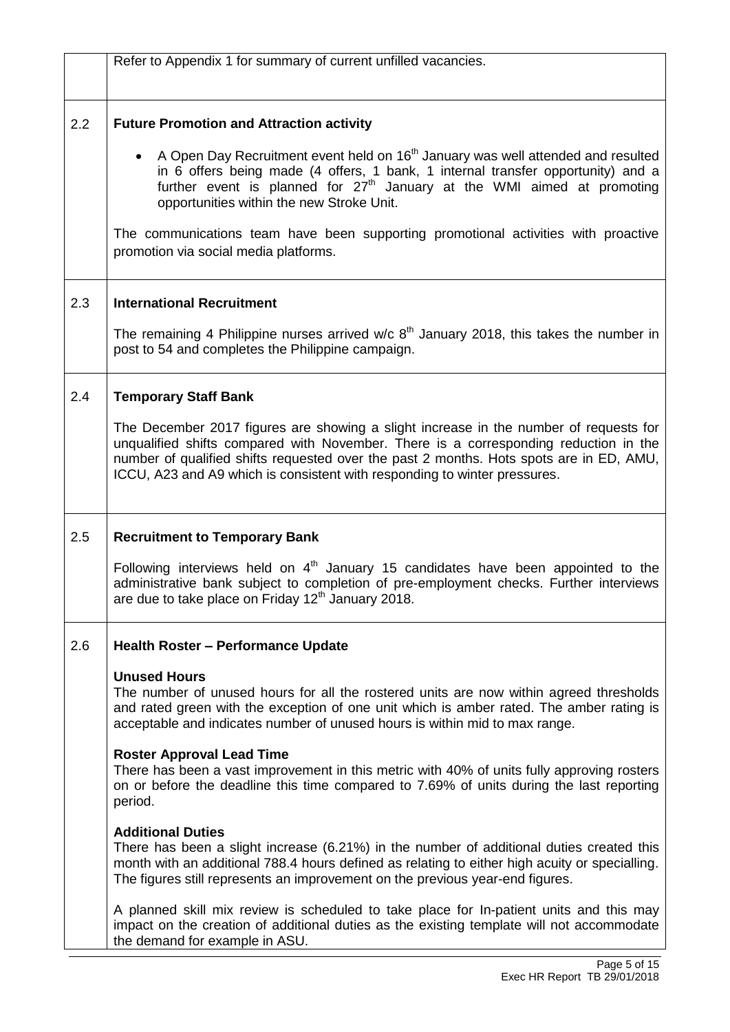Refer to Appendix 1 for summary of current unfilled vacancies.

## 2.2 Future Promotion and Attraction activity

- A Open Day Recruitment event held on 16th January was well attended and resulted in 6 offers being made (4 offers, 1 bank, 1 internal transfer opportunity) and a further event is planned for 27th January at the WMI aimed at promoting opportunities within the new Stroke Unit.

The communications team have been supporting promotional activities with proactive promotion via social media platforms.

## 2.3 International Recruitment

The remaining 4 Philippine nurses arrived w/c 8th January 2018, this takes the number in post to 54 and completes the Philippine campaign.

## 2.4 Temporary Staff Bank

The December 2017 figures are showing a slight increase in the number of requests for unqualified shifts compared with November. There is a corresponding reduction in the number of qualified shifts requested over the past 2 months. Hots spots are in ED, AMU, ICCU, A23 and A9 which is consistent with responding to winter pressures.

## 2.5 Recruitment to Temporary Bank

Following interviews held on 4th January 15 candidates have been appointed to the administrative bank subject to completion of pre-employment checks. Further interviews are due to take place on Friday 12th January 2018.

## 2.6 Health Roster – Performance Update

**Unused Hours**

The number of unused hours for all the rostered units are now within agreed thresholds and rated green with the exception of one unit which is amber rated. The amber rating is acceptable and indicates number of unused hours is within mid to max range.

**Roster Approval Lead Time**

There has been a vast improvement in this metric with 40% of units fully approving rosters on or before the deadline this time compared to 7.69% of units during the last reporting period.

**Additional Duties**

There has been a slight increase (6.21%) in the number of additional duties created this month with an additional 788.4 hours defined as relating to either high acuity or specialling. The figures still represents an improvement on the previous year-end figures.

A planned skill mix review is scheduled to take place for In-patient units and this may impact on the creation of additional duties as the existing template will not accommodate the demand for example in ASU.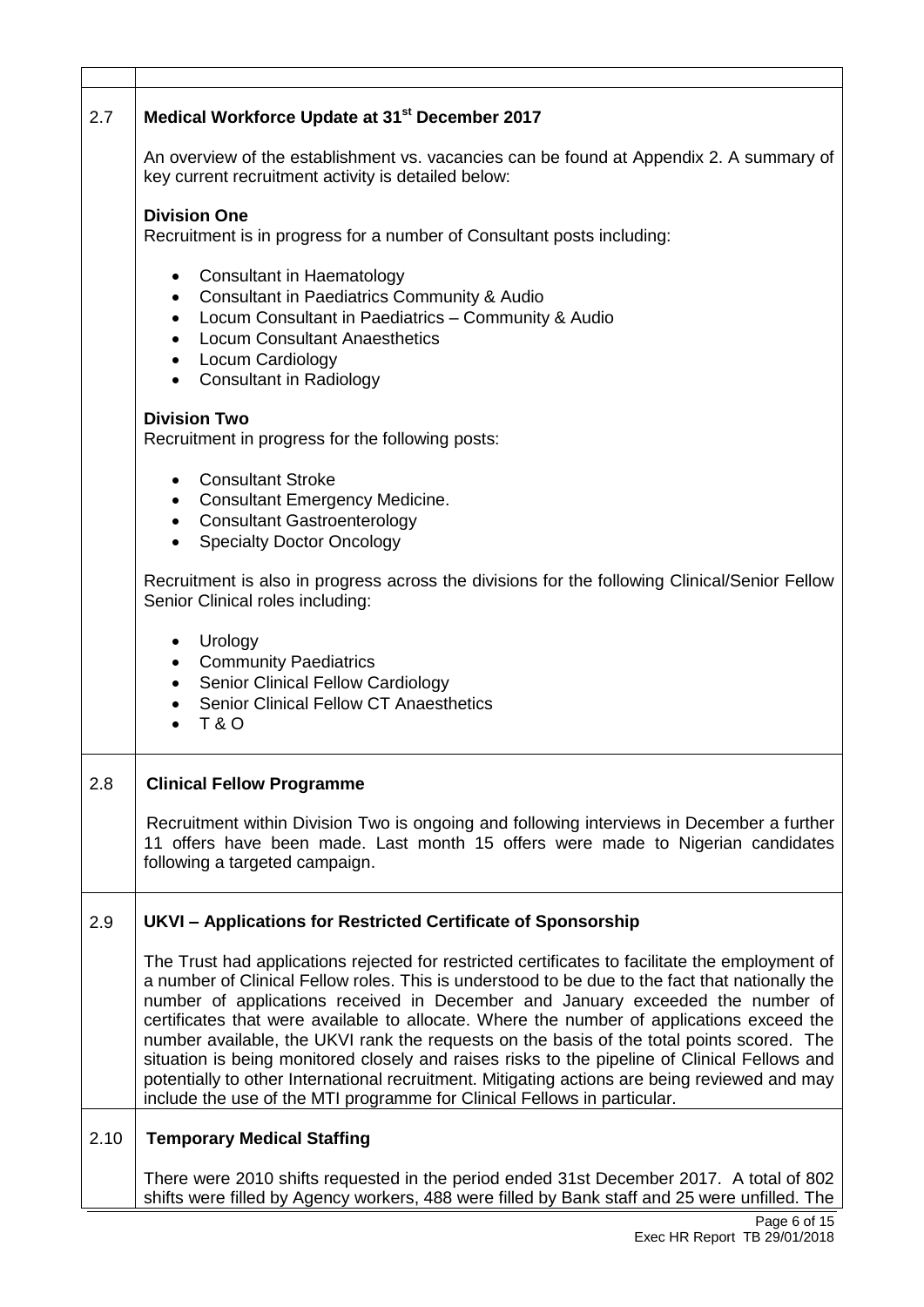## 2.7 Medical Workforce Update at 31st December 2017

An overview of the establishment vs. vacancies can be found at Appendix 2. A summary of key current recruitment activity is detailed below:

**Division One**
Recruitment is in progress for a number of Consultant posts including:

- Consultant in Haematology
- Consultant in Paediatrics Community & Audio
- Locum Consultant in Paediatrics – Community & Audio
- Locum Consultant Anaesthetics
- Locum Cardiology
- Consultant in Radiology

**Division Two**
Recruitment in progress for the following posts:

- Consultant Stroke
- Consultant Emergency Medicine.
- Consultant Gastroenterology
- Specialty Doctor Oncology

Recruitment is also in progress across the divisions for the following Clinical/Senior Fellow Senior Clinical roles including:

- Urology
- Community Paediatrics
- Senior Clinical Fellow Cardiology
- Senior Clinical Fellow CT Anaesthetics
- T & O

## 2.8 Clinical Fellow Programme

Recruitment within Division Two is ongoing and following interviews in December a further 11 offers have been made. Last month 15 offers were made to Nigerian candidates following a targeted campaign.

## 2.9 UKVI – Applications for Restricted Certificate of Sponsorship

The Trust had applications rejected for restricted certificates to facilitate the employment of a number of Clinical Fellow roles. This is understood to be due to the fact that nationally the number of applications received in December and January exceeded the number of certificates that were available to allocate. Where the number of applications exceed the number available, the UKVI rank the requests on the basis of the total points scored. The situation is being monitored closely and raises risks to the pipeline of Clinical Fellows and potentially to other International recruitment. Mitigating actions are being reviewed and may include the use of the MTI programme for Clinical Fellows in particular.

## 2.10 Temporary Medical Staffing

There were 2010 shifts requested in the period ended 31st December 2017. A total of 802 shifts were filled by Agency workers, 488 were filled by Bank staff and 25 were unfilled. The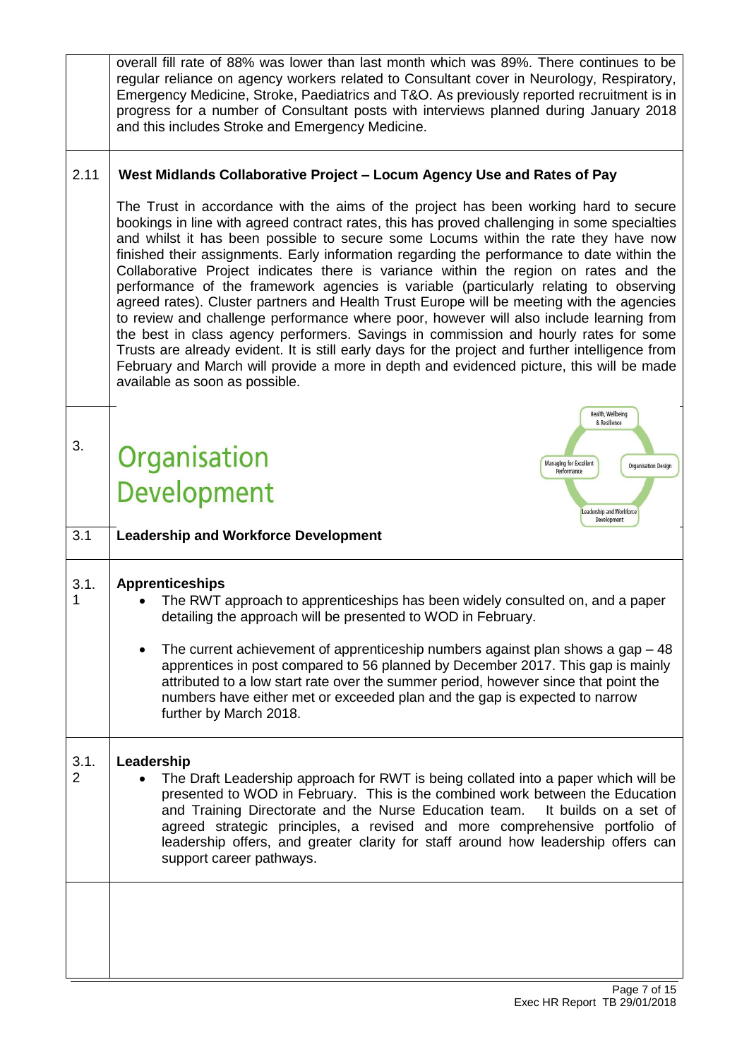overall fill rate of 88% was lower than last month which was 89%. There continues to be regular reliance on agency workers related to Consultant cover in Neurology, Respiratory, Emergency Medicine, Stroke, Paediatrics and T&O. As previously reported recruitment is in progress for a number of Consultant posts with interviews planned during January 2018 and this includes Stroke and Emergency Medicine.

### 2.11 West Midlands Collaborative Project – Locum Agency Use and Rates of Pay

The Trust in accordance with the aims of the project has been working hard to secure bookings in line with agreed contract rates, this has proved challenging in some specialties and whilst it has been possible to secure some Locums within the rate they have now finished their assignments. Early information regarding the performance to date within the Collaborative Project indicates there is variance within the region on rates and the performance of the framework agencies is variable (particularly relating to observing agreed rates). Cluster partners and Health Trust Europe will be meeting with the agencies to review and challenge performance where poor, however will also include learning from the best in class agency performers. Savings in commission and hourly rates for some Trusts are already evident. It is still early days for the project and further intelligence from February and March will provide a more in depth and evidenced picture, this will be made available as soon as possible.

# 3. Organisation Development

Health, Wellbeing & Resilience

Managing for Excellent Performance

Organisation Design

Leadership and Workforce Development

## 3.1 Leadership and Workforce Development

### 3.1.1 Apprenticeships

- The RWT approach to apprenticeships has been widely consulted on, and a paper detailing the approach will be presented to WOD in February.
- The current achievement of apprenticeship numbers against plan shows a gap – 48 apprentices in post compared to 56 planned by December 2017. This gap is mainly attributed to a low start rate over the summer period, however since that point the numbers have either met or exceeded plan and the gap is expected to narrow further by March 2018.

### 3.1.2 Leadership

- The Draft Leadership approach for RWT is being collated into a paper which will be presented to WOD in February. This is the combined work between the Education and Training Directorate and the Nurse Education team. It builds on a set of agreed strategic principles, a revised and more comprehensive portfolio of leadership offers, and greater clarity for staff around how leadership offers can support career pathways.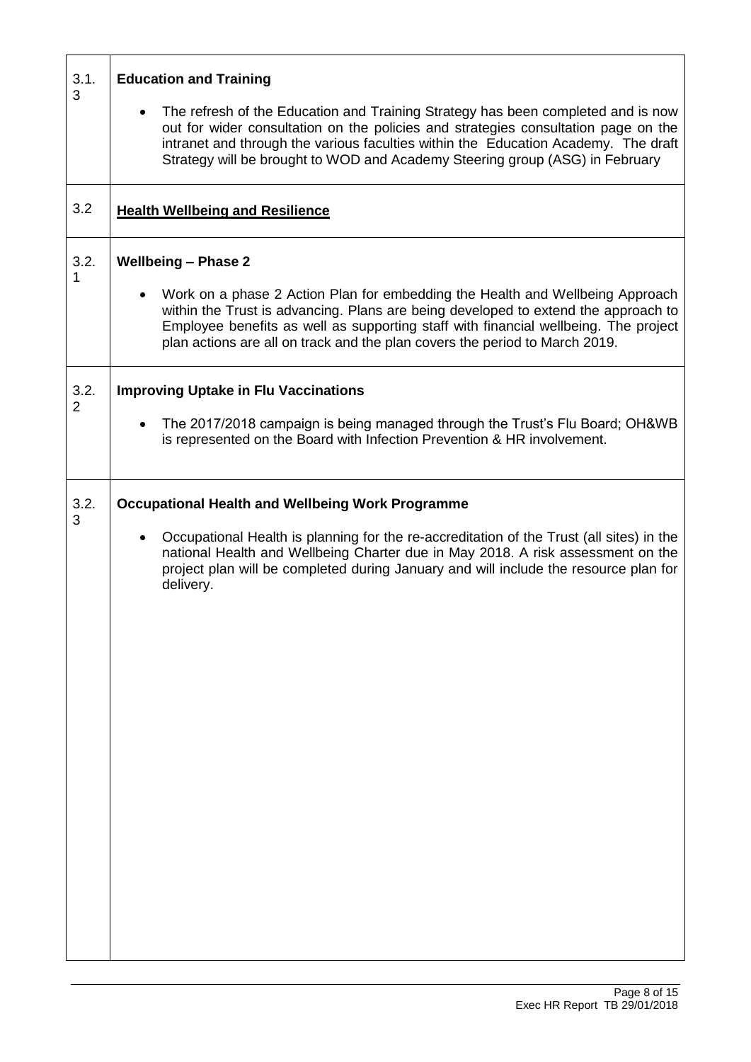| | |
|---|---|
| 3.1.3 | **Education and Training**<br><br>• The refresh of the Education and Training Strategy has been completed and is now out for wider consultation on the policies and strategies consultation page on the intranet and through the various faculties within the Education Academy. The draft Strategy will be brought to WOD and Academy Steering group (ASG) in February |
| 3.2 | **<u>Health Wellbeing and Resilience</u>** |
| 3.2.1 | **Wellbeing – Phase 2**<br><br>• Work on a phase 2 Action Plan for embedding the Health and Wellbeing Approach within the Trust is advancing. Plans are being developed to extend the approach to Employee benefits as well as supporting staff with financial wellbeing. The project plan actions are all on track and the plan covers the period to March 2019. |
| 3.2.2 | **Improving Uptake in Flu Vaccinations**<br><br>• The 2017/2018 campaign is being managed through the Trust's Flu Board; OH&WB is represented on the Board with Infection Prevention & HR involvement. |
| 3.2.3 | **Occupational Health and Wellbeing Work Programme**<br><br>• Occupational Health is planning for the re-accreditation of the Trust (all sites) in the national Health and Wellbeing Charter due in May 2018. A risk assessment on the project plan will be completed during January and will include the resource plan for delivery. |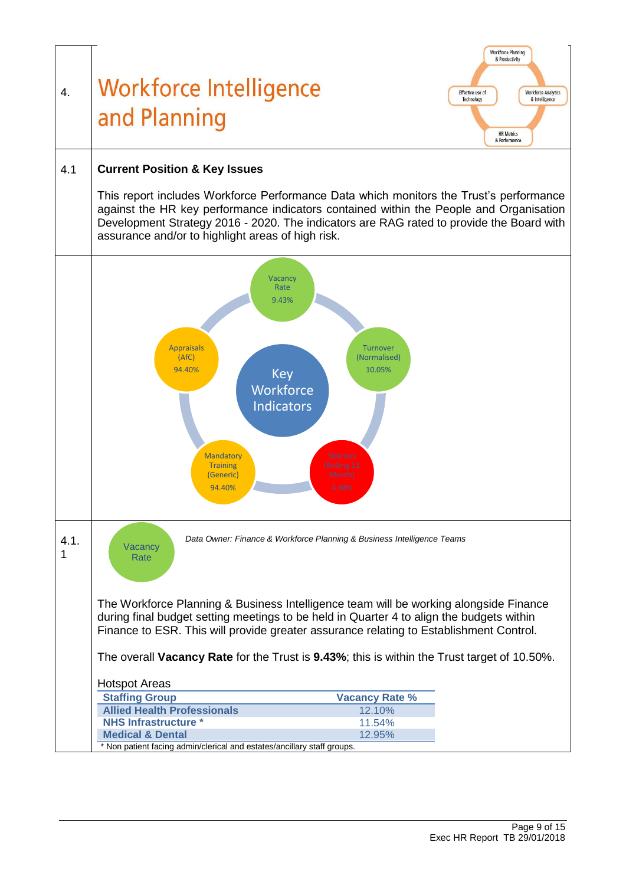## 4. Workforce Intelligence and Planning

Workforce Planning & Productivity

Effective use of Technology

Workforce Analytics & Intelligence

HR Metrics & Performance

### 4.1 Current Position & Key Issues

This report includes Workforce Performance Data which monitors the Trust's performance against the HR key performance indicators contained within the People and Organisation Development Strategy 2016 - 2020. The indicators are RAG rated to provide the Board with assurance and/or to highlight areas of high risk.

Key Workforce Indicators

- Vacancy Rate 9.43%
- Turnover (Normalised) 10.05%
- Sickness (Rolling 12 Month) 4.56%
- Mandatory Training (Generic) 94.40%
- Appraisals (AfC) 94.40%

### 4.1.1 Vacancy Rate

*Data Owner: Finance & Workforce Planning & Business Intelligence Teams*

The Workforce Planning & Business Intelligence team will be working alongside Finance during final budget setting meetings to be held in Quarter 4 to align the budgets within Finance to ESR. This will provide greater assurance relating to Establishment Control.

The overall **Vacancy Rate** for the Trust is **9.43%**; this is within the Trust target of 10.50%.

Hotspot Areas

| Staffing Group | Vacancy Rate % |
| --- | --- |
| **Allied Health Professionals** | 12.10% |
| **NHS Infrastructure *** | 11.54% |
| **Medical & Dental** | 12.95% |

* Non patient facing admin/clerical and estates/ancillary staff groups.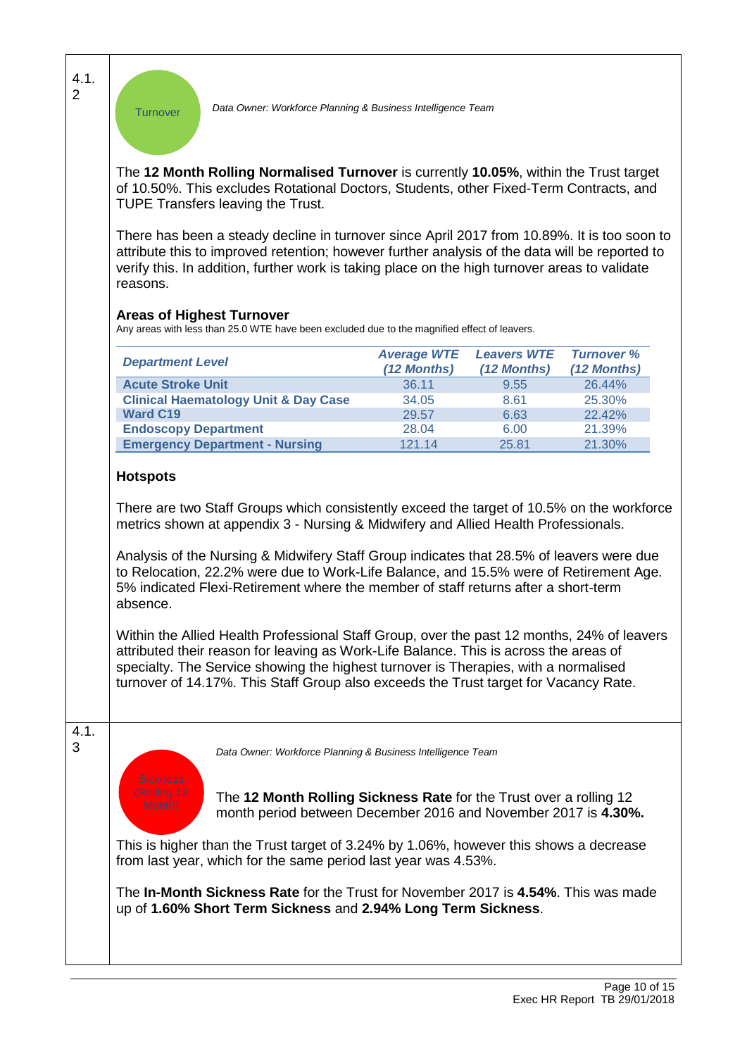4.1.2

Turnover

*Data Owner: Workforce Planning & Business Intelligence Team*

The **12 Month Rolling Normalised Turnover** is currently **10.05%**, within the Trust target of 10.50%. This excludes Rotational Doctors, Students, other Fixed-Term Contracts, and TUPE Transfers leaving the Trust.

There has been a steady decline in turnover since April 2017 from 10.89%. It is too soon to attribute this to improved retention; however further analysis of the data will be reported to verify this. In addition, further work is taking place on the high turnover areas to validate reasons.

### Areas of Highest Turnover

Any areas with less than 25.0 WTE have been excluded due to the magnified effect of leavers.

| *Department Level* | *Average WTE (12 Months)* | *Leavers WTE (12 Months)* | *Turnover % (12 Months)* |
|---|---|---|---|
| **Acute Stroke Unit** | 36.11 | 9.55 | 26.44% |
| **Clinical Haematology Unit & Day Case** | 34.05 | 8.61 | 25.30% |
| **Ward C19** | 29.57 | 6.63 | 22.42% |
| **Endoscopy Department** | 28.04 | 6.00 | 21.39% |
| **Emergency Department - Nursing** | 121.14 | 25.81 | 21.30% |

### Hotspots

There are two Staff Groups which consistently exceed the target of 10.5% on the workforce metrics shown at appendix 3 - Nursing & Midwifery and Allied Health Professionals.

Analysis of the Nursing & Midwifery Staff Group indicates that 28.5% of leavers were due to Relocation, 22.2% were due to Work-Life Balance, and 15.5% were of Retirement Age. 5% indicated Flexi-Retirement where the member of staff returns after a short-term absence.

Within the Allied Health Professional Staff Group, over the past 12 months, 24% of leavers attributed their reason for leaving as Work-Life Balance. This is across the areas of specialty. The Service showing the highest turnover is Therapies, with a normalised turnover of 14.17%. This Staff Group also exceeds the Trust target for Vacancy Rate.

4.1.3

*Data Owner: Workforce Planning & Business Intelligence Team*

Sickness (Rolling 12 Month)

The **12 Month Rolling Sickness Rate** for the Trust over a rolling 12 month period between December 2016 and November 2017 is **4.30%.**

This is higher than the Trust target of 3.24% by 1.06%, however this shows a decrease from last year, which for the same period last year was 4.53%.

The **In-Month Sickness Rate** for the Trust for November 2017 is **4.54%**. This was made up of **1.60% Short Term Sickness** and **2.94% Long Term Sickness**.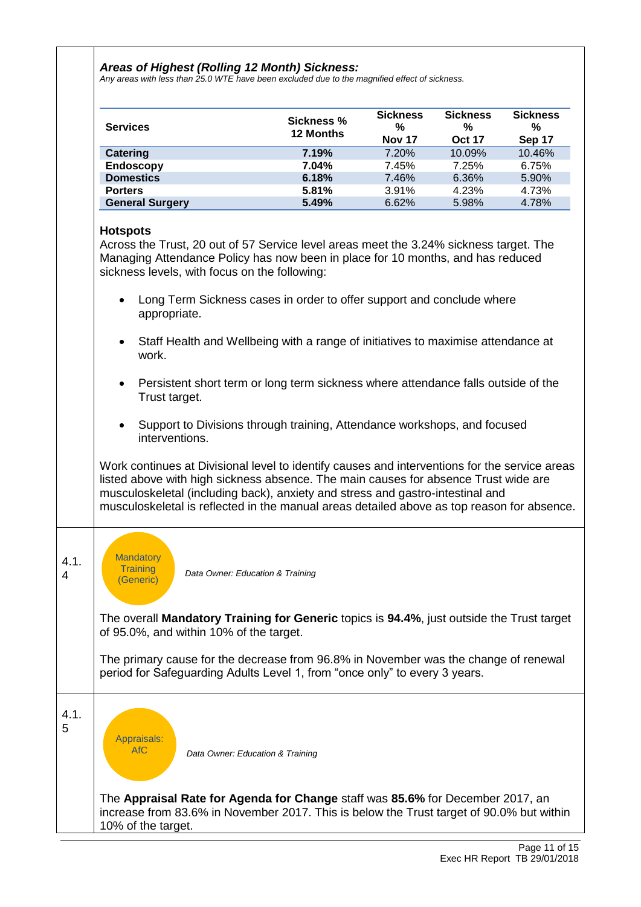### *Areas of Highest (Rolling 12 Month) Sickness:*

*Any areas with less than 25.0 WTE have been excluded due to the magnified effect of sickness.*

| Services | Sickness % 12 Months | Sickness % Nov 17 | Sickness % Oct 17 | Sickness % Sep 17 |
|---|---|---|---|---|
| **Catering** | **7.19%** | 7.20% | 10.09% | 10.46% |
| **Endoscopy** | **7.04%** | 7.45% | 7.25% | 6.75% |
| **Domestics** | **6.18%** | 7.46% | 6.36% | 5.90% |
| **Porters** | **5.81%** | 3.91% | 4.23% | 4.73% |
| **General Surgery** | **5.49%** | 6.62% | 5.98% | 4.78% |

**Hotspots**

Across the Trust, 20 out of 57 Service level areas meet the 3.24% sickness target. The Managing Attendance Policy has now been in place for 10 months, and has reduced sickness levels, with focus on the following:

- Long Term Sickness cases in order to offer support and conclude where appropriate.
- Staff Health and Wellbeing with a range of initiatives to maximise attendance at work.
- Persistent short term or long term sickness where attendance falls outside of the Trust target.
- Support to Divisions through training, Attendance workshops, and focused interventions.

Work continues at Divisional level to identify causes and interventions for the service areas listed above with high sickness absence. The main causes for absence Trust wide are musculoskeletal (including back), anxiety and stress and gastro-intestinal and musculoskeletal is reflected in the manual areas detailed above as top reason for absence.

4.1.4

Mandatory Training (Generic)

*Data Owner: Education & Training*

The overall **Mandatory Training for Generic** topics is **94.4%**, just outside the Trust target of 95.0%, and within 10% of the target.

The primary cause for the decrease from 96.8% in November was the change of renewal period for Safeguarding Adults Level 1, from "once only" to every 3 years.

4.1.5

Appraisals: AfC

*Data Owner: Education & Training*

The **Appraisal Rate for Agenda for Change** staff was **85.6%** for December 2017, an increase from 83.6% in November 2017. This is below the Trust target of 90.0% but within 10% of the target.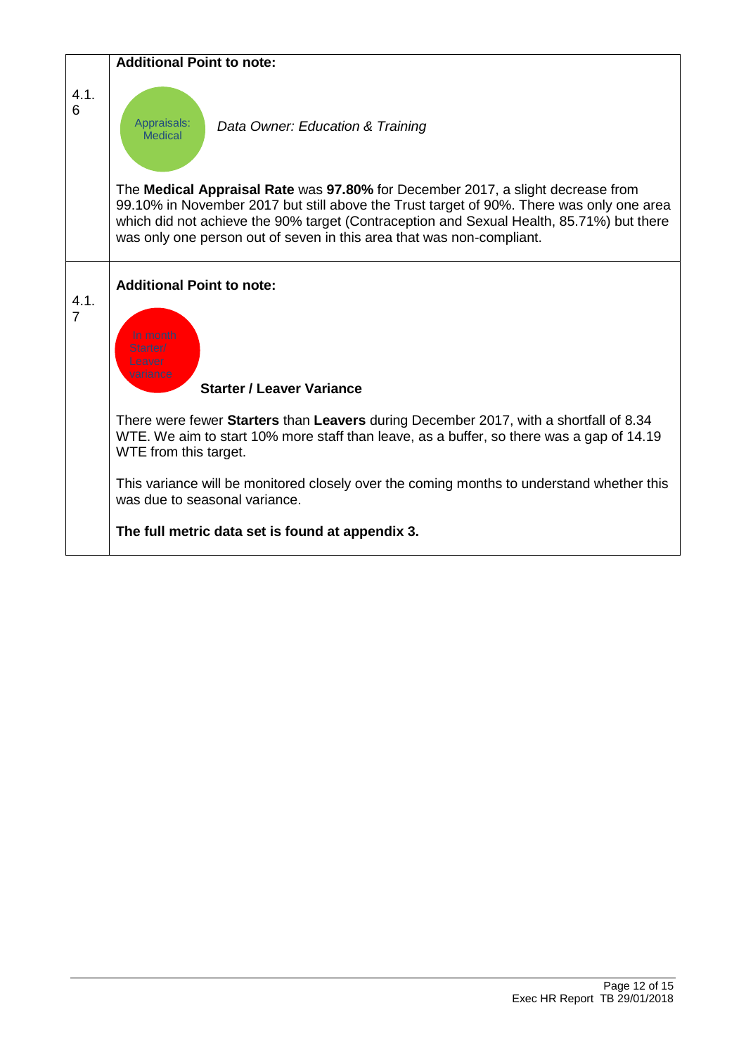| | |
|---|---|
| 4.1.6 | **Additional Point to note:**<br><br>Appraisals: Medical &nbsp;&nbsp; *Data Owner: Education & Training*<br><br>The **Medical Appraisal Rate** was **97.80%** for December 2017, a slight decrease from 99.10% in November 2017 but still above the Trust target of 90%. There was only one area which did not achieve the 90% target (Contraception and Sexual Health, 85.71%) but there was only one person out of seven in this area that was non-compliant. |
| 4.1.7 | **Additional Point to note:**<br><br>In month Starter/ Leaver variance &nbsp;&nbsp; **Starter / Leaver Variance**<br><br>There were fewer **Starters** than **Leavers** during December 2017, with a shortfall of 8.34 WTE. We aim to start 10% more staff than leave, as a buffer, so there was a gap of 14.19 WTE from this target.<br><br>This variance will be monitored closely over the coming months to understand whether this was due to seasonal variance.<br><br>**The full metric data set is found at appendix 3.** |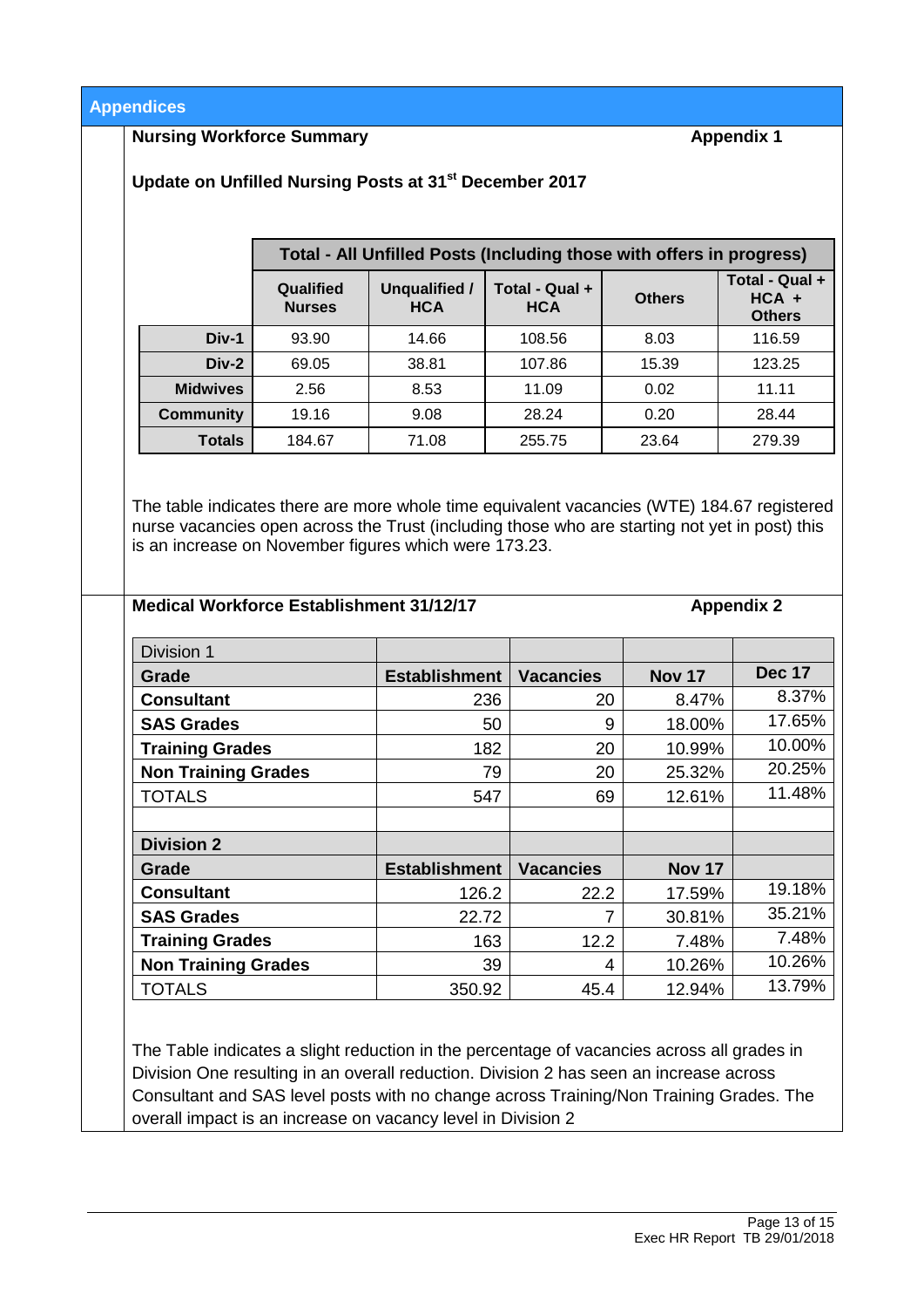## Appendices

**Nursing Workforce Summary** **Appendix 1**

**Update on Unfilled Nursing Posts at 31st December 2017**

| | Total - All Unfilled Posts (Including those with offers in progress) | | | | |
|---|---|---|---|---|---|
| | **Qualified Nurses** | **Unqualified / HCA** | **Total - Qual + HCA** | **Others** | **Total - Qual + HCA + Others** |
| **Div-1** | 93.90 | 14.66 | 108.56 | 8.03 | 116.59 |
| **Div-2** | 69.05 | 38.81 | 107.86 | 15.39 | 123.25 |
| **Midwives** | 2.56 | 8.53 | 11.09 | 0.02 | 11.11 |
| **Community** | 19.16 | 9.08 | 28.24 | 0.20 | 28.44 |
| **Totals** | 184.67 | 71.08 | 255.75 | 23.64 | 279.39 |

The table indicates there are more whole time equivalent vacancies (WTE) 184.67 registered nurse vacancies open across the Trust (including those who are starting not yet in post) this is an increase on November figures which were 173.23.

**Medical Workforce Establishment 31/12/17** **Appendix 2**

| Division 1 | | | | |
|---|---|---|---|---|
| **Grade** | **Establishment** | **Vacancies** | **Nov 17** | **Dec 17** |
| **Consultant** | 236 | 20 | 8.47% | 8.37% |
| **SAS Grades** | 50 | 9 | 18.00% | 17.65% |
| **Training Grades** | 182 | 20 | 10.99% | 10.00% |
| **Non Training Grades** | 79 | 20 | 25.32% | 20.25% |
| TOTALS | 547 | 69 | 12.61% | 11.48% |
| | | | | |
| **Division 2** | | | | |
| **Grade** | **Establishment** | **Vacancies** | **Nov 17** | |
| **Consultant** | 126.2 | 22.2 | 17.59% | 19.18% |
| **SAS Grades** | 22.72 | 7 | 30.81% | 35.21% |
| **Training Grades** | 163 | 12.2 | 7.48% | 7.48% |
| **Non Training Grades** | 39 | 4 | 10.26% | 10.26% |
| TOTALS | 350.92 | 45.4 | 12.94% | 13.79% |

The Table indicates a slight reduction in the percentage of vacancies across all grades in Division One resulting in an overall reduction. Division 2 has seen an increase across Consultant and SAS level posts with no change across Training/Non Training Grades. The overall impact is an increase on vacancy level in Division 2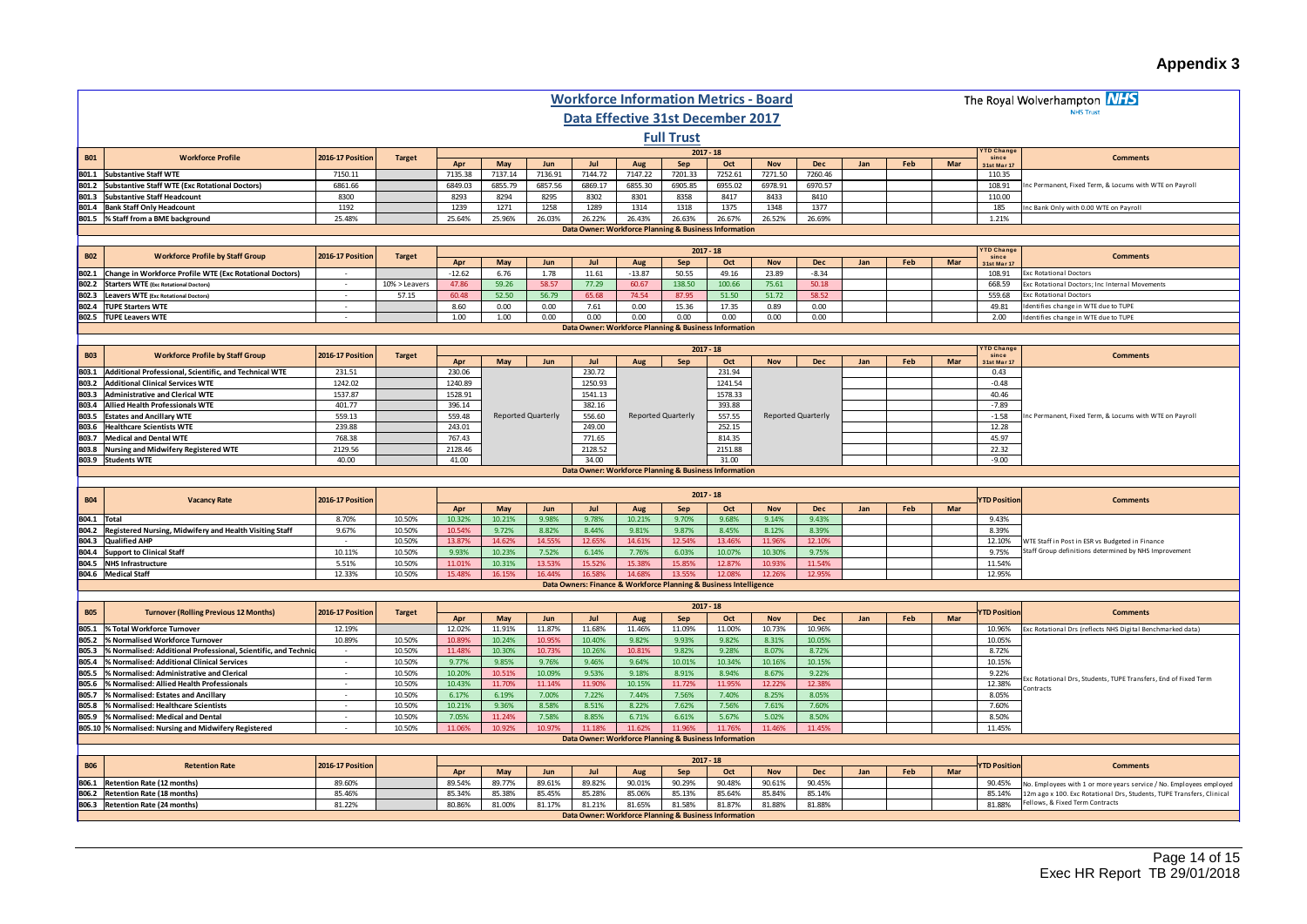# Appendix 3

## Workforce Information Metrics - Board

## Data Effective 31st December 2017

## Full Trust

The Royal Wolverhampton NHS Trust

| B01 | Workforce Profile | 2016-17 Position | Target | Apr | May | Jun | Jul | Aug | Sep | Oct | Nov | Dec | Jan | Feb | Mar | YTD Change since 31st Mar 17 | Comments |
|---|---|---|---|---|---|---|---|---|---|---|---|---|---|---|---|---|---|
| B01.1 | Substantive Staff WTE | 7150.11 | | 7135.38 | 7137.14 | 7136.91 | 7144.72 | 7147.22 | 7201.33 | 7252.61 | 7271.50 | 7260.46 | | | | 110.35 | |
| B01.2 | Substantive Staff WTE (Exc Rotational Doctors) | 6861.66 | | 6849.03 | 6855.79 | 6857.56 | 6869.17 | 6855.30 | 6905.85 | 6955.02 | 6978.91 | 6970.57 | | | | 108.91 | Inc Permanent, Fixed Term, & Locums with WTE on Payroll |
| B01.3 | Substantive Staff Headcount | 8300 | | 8293 | 8294 | 8295 | 8302 | 8301 | 8358 | 8417 | 8433 | 8410 | | | | 110.00 | |
| B01.4 | Bank Staff Only Headcount | 1192 | | 1239 | 1271 | 1258 | 1289 | 1314 | 1318 | 1375 | 1348 | 1377 | | | | 185 | Inc Bank Only with 0.00 WTE on Payroll |
| B01.5 | % Staff from a BME background | 25.48% | | 25.64% | 25.96% | 26.03% | 26.22% | 26.43% | 26.63% | 26.67% | 26.52% | 26.69% | | | | 1.21% | |

Data Owner: Workforce Planning & Business Information

| B02 | Workforce Profile by Staff Group | 2016-17 Position | Target | Apr | May | Jun | Jul | Aug | Sep | Oct | Nov | Dec | Jan | Feb | Mar | YTD Change since 31st Mar 17 | Comments |
|---|---|---|---|---|---|---|---|---|---|---|---|---|---|---|---|---|---|
| B02.1 | Change in Workforce Profile WTE (Exc Rotational Doctors) | - | | -12.62 | 6.76 | 1.78 | 11.61 | -13.87 | 50.55 | 49.16 | 23.89 | -8.34 | | | | 108.91 | Exc Rotational Doctors |
| B02.2 | Starters WTE (Exc Rotational Doctors) | - | 10% > Leavers | 47.86 | 59.26 | 58.57 | 77.29 | 60.67 | 138.50 | 100.66 | 75.61 | 50.18 | | | | 668.59 | Exc Rotational Doctors; Inc Internal Movements |
| B02.3 | Leavers WTE (Exc Rotational Doctors) | - | 57.15 | 60.48 | 52.50 | 56.79 | 65.68 | 74.54 | 87.95 | 51.50 | 51.72 | 58.52 | | | | 559.68 | Exc Rotational Doctors |
| B02.4 | TUPE Starters WTE | - | | 8.60 | 0.00 | 0.00 | 7.61 | 0.00 | 15.36 | 17.35 | 0.89 | 0.00 | | | | 49.81 | Identifies change in WTE due to TUPE |
| B02.5 | TUPE Leavers WTE | - | | 1.00 | 1.00 | 0.00 | 0.00 | 0.00 | 0.00 | 0.00 | 0.00 | 0.00 | | | | 2.00 | Identifies change in WTE due to TUPE |

Data Owner: Workforce Planning & Business Information

| B03 | Workforce Profile by Staff Group | 2016-17 Position | Target | Apr | May | Jun | Jul | Aug | Sep | Oct | Nov | Dec | Jan | Feb | Mar | YTD Change since 31st Mar 17 | Comments |
|---|---|---|---|---|---|---|---|---|---|---|---|---|---|---|---|---|---|
| B03.1 | Additional Professional, Scientific, and Technical WTE | 231.51 | | 230.06 | Reported Quarterly | | 230.72 | Reported Quarterly | | 231.94 | Reported Quarterly | | | | | 0.43 | Inc Permanent, Fixed Term, & Locums with WTE on Payroll |
| B03.2 | Additional Clinical Services WTE | 1242.02 | | 1240.89 | | | 1250.93 | | | 1241.54 | | | | | | -0.48 | |
| B03.3 | Administrative and Clerical WTE | 1537.87 | | 1528.91 | | | 1541.13 | | | 1578.33 | | | | | | 40.46 | |
| B03.4 | Allied Health Professionals WTE | 401.77 | | 396.14 | | | 382.16 | | | 393.88 | | | | | | -7.89 | |
| B03.5 | Estates and Ancillary WTE | 559.13 | | 559.48 | | | 556.60 | | | 557.55 | | | | | | -1.58 | |
| B03.6 | Healthcare Scientists WTE | 239.88 | | 243.01 | | | 249.00 | | | 252.15 | | | | | | 12.28 | |
| B03.7 | Medical and Dental WTE | 768.38 | | 767.43 | | | 771.65 | | | 814.35 | | | | | | 45.97 | |
| B03.8 | Nursing and Midwifery Registered WTE | 2129.56 | | 2128.46 | | | 2128.52 | | | 2151.88 | | | | | | 22.32 | |
| B03.9 | Students WTE | 40.00 | | 41.00 | | | 34.00 | | | 31.00 | | | | | | -9.00 | |

Data Owner: Workforce Planning & Business Information

| B04 | Vacancy Rate | 2016-17 Position | | Apr | May | Jun | Jul | Aug | Sep | Oct | Nov | Dec | Jan | Feb | Mar | YTD Position | Comments |
|---|---|---|---|---|---|---|---|---|---|---|---|---|---|---|---|---|---|
| B04.1 | Total | 8.70% | 10.50% | 10.32% | 10.21% | 9.98% | 9.78% | 10.21% | 9.70% | 9.68% | 9.14% | 9.43% | | | | 9.43% | |
| B04.2 | Registered Nursing, Midwifery and Health Visiting Staff | 9.67% | 10.50% | 10.54% | 9.72% | 8.82% | 8.44% | 9.81% | 9.87% | 8.45% | 8.12% | 8.39% | | | | 8.39% | |
| B04.3 | Qualified AHP | - | 10.50% | 13.87% | 14.62% | 14.55% | 12.65% | 14.61% | 12.54% | 13.46% | 11.96% | 12.10% | | | | 12.10% | WTE Staff in Post in ESR vs Budgeted in Finance |
| B04.4 | Support to Clinical Staff | 10.11% | 10.50% | 9.93% | 10.23% | 7.52% | 6.14% | 7.76% | 6.03% | 10.07% | 10.30% | 9.75% | | | | 9.75% | Staff Group definitions determined by NHS Improvement |
| B04.5 | NHS Infrastructure | 5.51% | 10.50% | 11.01% | 10.31% | 13.53% | 15.52% | 15.38% | 15.85% | 12.87% | 10.93% | 11.54% | | | | 11.54% | |
| B04.6 | Medical Staff | 12.33% | 10.50% | 15.48% | 16.15% | 16.44% | 16.58% | 14.68% | 13.55% | 12.08% | 12.26% | 12.95% | | | | 12.95% | |

Data Owners: Finance & Workforce Planning & Business Intelligence

| B05 | Turnover (Rolling Previous 12 Months) | 2016-17 Position | Target | Apr | May | Jun | Jul | Aug | Sep | Oct | Nov | Dec | Jan | Feb | Mar | YTD Position | Comments |
|---|---|---|---|---|---|---|---|---|---|---|---|---|---|---|---|---|---|
| B05.1 | % Total Workforce Turnover | 12.19% | | 12.02% | 11.91% | 11.87% | 11.68% | 11.46% | 11.09% | 11.00% | 10.73% | 10.96% | | | | 10.96% | Exc Rotational Drs (reflects NHS Digital Benchmarked data) |
| B05.2 | % Normalised Workforce Turnover | 10.89% | 10.50% | 10.89% | 10.24% | 10.95% | 10.40% | 9.82% | 9.93% | 9.82% | 8.31% | 10.05% | | | | 10.05% | Exc Rotational Drs, Students, TUPE Transfers, End of Fixed Term Contracts |
| B05.3 | % Normalised: Additional Professional, Scientific, and Technica | - | 10.50% | 11.48% | 10.30% | 10.73% | 10.26% | 10.81% | 9.82% | 9.28% | 8.07% | 8.72% | | | | 8.72% | |
| B05.4 | % Normalised: Additional Clinical Services | - | 10.50% | 9.77% | 9.85% | 9.76% | 9.46% | 9.64% | 10.01% | 10.34% | 10.16% | 10.15% | | | | 10.15% | |
| B05.5 | % Normalised: Administrative and Clerical | - | 10.50% | 10.20% | 10.51% | 10.09% | 9.53% | 9.18% | 8.91% | 8.94% | 8.67% | 9.22% | | | | 9.22% | |
| B05.6 | % Normalised: Allied Health Professionals | - | 10.50% | 10.43% | 11.70% | 11.14% | 11.90% | 10.15% | 11.72% | 11.95% | 12.22% | 12.38% | | | | 12.38% | |
| B05.7 | % Normalised: Estates and Ancillary | - | 10.50% | 6.17% | 6.19% | 7.00% | 7.22% | 7.44% | 7.56% | 7.40% | 8.25% | 8.05% | | | | 8.05% | |
| B05.8 | % Normalised: Healthcare Scientists | - | 10.50% | 10.21% | 9.36% | 8.58% | 8.51% | 8.22% | 7.62% | 7.56% | 7.61% | 7.60% | | | | 7.60% | |
| B05.9 | % Normalised: Medical and Dental | - | 10.50% | 7.05% | 11.24% | 7.58% | 8.85% | 6.71% | 6.61% | 5.67% | 5.02% | 8.50% | | | | 8.50% | |
| B05.10 | % Normalised: Nursing and Midwifery Registered | - | 10.50% | 11.06% | 10.92% | 10.97% | 11.18% | 11.62% | 11.96% | 11.76% | 11.46% | 11.45% | | | | 11.45% | |

Data Owner: Workforce Planning & Business Information

| B06 | Retention Rate | 2016-17 Position | | Apr | May | Jun | Jul | Aug | Sep | Oct | Nov | Dec | Jan | Feb | Mar | YTD Position | Comments |
|---|---|---|---|---|---|---|---|---|---|---|---|---|---|---|---|---|---|
| B06.1 | Retention Rate (12 months) | 89.60% | | 89.54% | 89.77% | 89.61% | 89.82% | 90.01% | 90.29% | 90.48% | 90.61% | 90.45% | | | | 90.45% | No. Employees with 1 or more years service / No. Employees employed 12m ago x 100. Exc Rotational Drs, Students, TUPE Transfers, Clinical Fellows, & Fixed Term Contracts |
| B06.2 | Retention Rate (18 months) | 85.46% | | 85.34% | 85.38% | 85.45% | 85.28% | 85.06% | 85.13% | 85.64% | 85.84% | 85.14% | | | | 85.14% | |
| B06.3 | Retention Rate (24 months) | 81.22% | | 80.86% | 81.00% | 81.17% | 81.21% | 81.65% | 81.58% | 81.87% | 81.88% | 81.88% | | | | 81.88% | |

Data Owner: Workforce Planning & Business Information

Exec HR Report TB 29/01/2018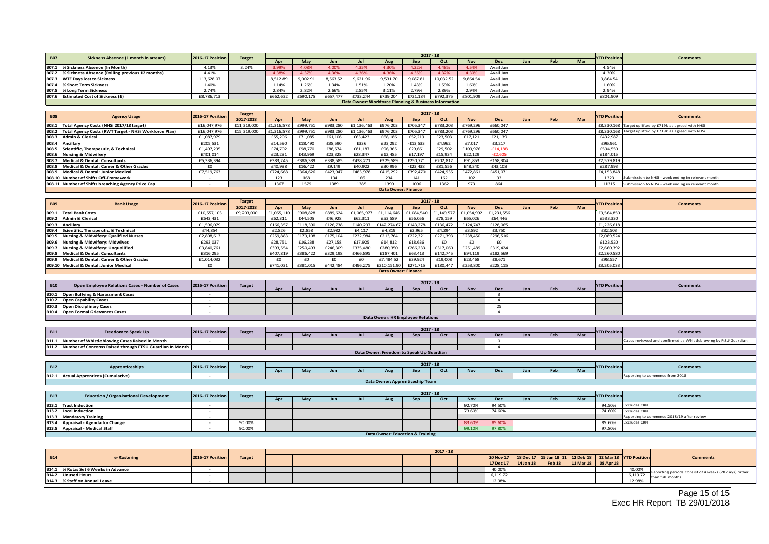| B07 | Sickness Absence (1 month in arrears) | 2016-17 Position | Target | 2017 - 18 | | | | | | | | | | | | YTD Position | Comments |
|---|---|---|---|---|---|---|---|---|---|---|---|---|---|---|---|---|---|
| | | | | Apr | May | Jun | Jul | Aug | Sep | Oct | Nov | Dec | Jan | Feb | Mar | | |
| B07.1 | % Sickness Absence (In Month) | 4.13% | 3.24% | 3.99% | 4.08% | 4.00% | 4.35% | 4.30% | 4.22% | 4.48% | 4.54% | Avail Jan | | | | 4.54% | |
| B07.2 | % Sickness Absence (Rolling previous 12 months) | 4.41% | | 4.38% | 4.37% | 4.36% | 4.36% | 4.36% | 4.35% | 4.32% | 4.30% | Avail Jan | | | | 4.30% | |
| B07.3 | WTE Days lost to Sickness | 113,628.07 | | 8,512.89 | 9,002.91 | 8,563.52 | 9,621.96 | 9,531.70 | 9,087.81 | 10,032.52 | 9,864.54 | Avail Jan | | | | 9,864.54 | |
| B07.4 | % Short Term Sickness | 1.40% | | 1.14% | 1.26% | 1.34% | 1.51% | 1.20% | 1.43% | 1.59% | 1.60% | Avail Jan | | | | 1.60% | |
| B07.5 | % Long Term Sickness | 2.74% | | 2.84% | 2.82% | 2.66% | 2.85% | 3.11% | 2.79% | 2.89% | 2.94% | Avail Jan | | | | 2.94% | |
| B07.6 | Estimated Cost of Sickness (£) | £8,786,713 | | £662,632 | £690,175 | £657,477 | £733,244 | £739,204 | £721,184 | £792,375 | £801,909 | Avail Jan | | | | £801,909 | |

Data Owner: Workforce Planning & Business Information

| B08 | Agency Usage | 2016-17 Position | Target 2017-2018 | 2017 - 18 | | | | | | | | | | | | YTD Position | Comments |
|---|---|---|---|---|---|---|---|---|---|---|---|---|---|---|---|---|---|
| | | | | Apr | May | Jun | Jul | Aug | Sep | Oct | Nov | Dec | Jan | Feb | Mar | | |
| B08.1 | Total Agency Costs (NHSi 2017/18 target) | £16,047,976 | £11,319,000 | £1,316,578 | £999,751 | £983,280 | £1,136,463 | £976,203 | £705,347 | £783,203 | £769,296 | £660,047 | | | | £8,330,168 | Target uplifted by £719k as agreed with NHSi |
| B08.2 | Total Agency Costs (RWT Target - NHSi Workforce Plan) | £16,047,976 | £15,319,000 | £1,316,578 | £999,751 | £983,280 | £1,136,463 | £976,203 | £705,347 | £783,203 | £769,296 | £660,047 | | | | £8,330,168 | Target uplifted by £719k as agreed with NHSi |
| B08.3 | Admin & Clerical | £1,087,979 | | £55,206 | £71,085 | £61,106 | £63,423 | £68,186 | £52,219 | £23,503 | £17,121 | £21,139 | | | | £432,987 | |
| B08.4 | Ancillary | £205,531 | | £14,590 | £18,490 | £38,590 | £336 | £23,292 | -£13,533 | £4,962 | £7,017 | £3,217 | | | | £96,961 | |
| B08.5 | Scientific, Therapeutic, & Technical | £1,497,295 | | £74,702 | £98,770 | £88,574 | £81,187 | £96,365 | £29,661 | £29,502 | £109,976 | -£14,188 | | | | £594,550 | |
| B08.6 | Nursing & Midwifery | £401,014 | | £23,231 | £43,969 | £23,328 | £28,347 | £12,485 | £17,197 | £15,934 | £22,129 | -£2,605 | | | | £184,015 | |
| B08.7 | Medical & Dental: Consultants | £5,336,394 | | £383,245 | £386,389 | £338,585 | £438,271 | £329,589 | £250,771 | £202,812 | £91,853 | £158,304 | | | | £2,579,819 | |
| B08.8 | Medical & Dental: Career & Other Grades | £0 | | £40,938 | £16,422 | £9,149 | £40,922 | £30,996 | -£23,438 | £81,556 | £48,340 | £43,108 | | | | £287,993 | |
| B08.9 | Medical & Dental: Junior Medical | £7,519,763 | | £724,668 | £364,626 | £423,947 | £483,978 | £415,292 | £392,470 | £424,935 | £472,861 | £451,071 | | | | £4,153,848 | |
| B08.10 | Number of Shifts Off-Framework | - | | 123 | 168 | 134 | 166 | 234 | 141 | 162 | 102 | 93 | | | | 1323 | Submission to NHSi - week ending in relevant month |
| B08.11 | Number of Shifts breaching Agency Price Cap | - | | 1367 | 1579 | 1389 | 1385 | 1390 | 1006 | 1362 | 973 | 864 | | | | 11315 | Submission to NHSi - week ending in relevant month |

Data Owner: Finance

| B09 | Bank Usage | 2016-17 Position | Target 2017-2018 | 2017 - 18 | | | | | | | | | | | | YTD Position | Comments |
|---|---|---|---|---|---|---|---|---|---|---|---|---|---|---|---|---|---|
| | | | | Apr | May | Jun | Jul | Aug | Sep | Oct | Nov | Dec | Jan | Feb | Mar | | |
| B09.1 | Total Bank Costs | £10,557,103 | £9,203,000 | £1,065,110 | £908,828 | £889,624 | £1,065,977 | £1,114,646 | £1,084,540 | £1,149,577 | £1,054,992 | £1,231,556 | | | | £9,564,850 | |
| B09.2 | Admin & Clerical | £643,431 | | £62,311 | £44,505 | £46,928 | £62,311 | £53,589 | £56,056 | £78,159 | £65,026 | £64,446 | | | | £533,330 | |
| B09.3 | Ancillary | £1,596,079 | | £166,357 | £118,390 | £126,738 | £140,297 | £142,274.67 | £143,278 | £136,472 | £124,747 | £128,065 | | | | £1,226,618 | |
| B09.4 | Scientific, Therapeutic, & Technical | £44,854 | | £2,826 | £2,858 | £2,982 | £4,117 | £4,819 | £2,965 | £4,294 | £3,892 | £3,750 | | | | £32,503 | |
| B09.5 | Nursing & Midwifery: Qualified Nurses | £2,808,613 | | £259,883 | £179,108 | £175,104 | £232,984 | £213,764 | £222,321 | £271,393 | £238,450 | £296,516 | | | | £2,089,524 | |
| B09.6 | Nursing & Midwifery: Midwives | £293,037 | | £28,751 | £16,238 | £27,158 | £17,925 | £14,812 | £18,636 | £0 | £0 | £0 | | | | £123,520 | |
| B09.7 | Nursing & Midwifery: Unqualified | £3,840,761 | | £393,554 | £250,493 | £246,309 | £335,480 | £280,350 | £266,233 | £317,060 | £251,489 | £319,424 | | | | £2,660,392 | |
| B09.8 | Medical & Dental: Consultants | £316,295 | | £407,819 | £386,422 | £329,198 | £466,895 | £187,401 | £63,413 | £142,745 | £94,119 | £182,569 | | | | £2,260,580 | |
| B09.9 | Medical & Dental: Career & Other Grades | £1,014,032 | | £0 | £0 | £0 | £0 | £7,484.52 | £39,924 | £19,008 | £23,468 | £8,671 | | | | £98,557 | |
| B09.10 | Medical & Dental: Junior Medical | £0 | | £741,031 | £381,015 | £442,484 | £496,275 | £210,151.90 | £271,715 | £180,447 | £253,800 | £228,115 | | | | £3,205,033 | |

Data Owner: Finance

| B10 | Open Employee Relations Cases - Number of Cases | 2016-17 Position | Target | 2017 - 18 | | | | | | | | | | | | YTD Position | Comments |
|---|---|---|---|---|---|---|---|---|---|---|---|---|---|---|---|---|---|
| | | | | Apr | May | Jun | Jul | Aug | Sep | Oct | Nov | Dec | Jan | Feb | Mar | | |
| B10.1 | Open Bullying & Harassment Cases | - | | | | | | | | | | 3 | | | | | |
| B10.2 | Open Capability Cases | - | | | | | | | | | | 4 | | | | | |
| B10.3 | Open Disciplinary Cases | - | | | | | | | | | | 25 | | | | | |
| B10.4 | Open Formal Grievances Cases | - | | | | | | | | | | 4 | | | | | |

Data Owner: HR Employee Relations

| B11 | Freedom to Speak Up | 2016-17 Position | Target | 2017 - 18 | | | | | | | | | | | | YTD Position | Comments |
|---|---|---|---|---|---|---|---|---|---|---|---|---|---|---|---|---|---|
| | | | | Apr | May | Jun | Jul | Aug | Sep | Oct | Nov | Dec | Jan | Feb | Mar | | |
| B11.1 | Number of Whistleblowing Cases Raised in Month | - | | | | | | | | | | 0 | | | | | Cases reviewed and confirmed as Whistleblowing by FtSU Guardian |
| B11.2 | Number of Concerns Raised through FTSU Guardian In Month | | | | | | | | | | | 4 | | | | | |

Data Owner: Freedom to Speak Up Guardian

| B12 | Apprenticeships | 2016-17 Position | Target | 2017 - 18 | | | | | | | | | | | | YTD Position | Comments |
|---|---|---|---|---|---|---|---|---|---|---|---|---|---|---|---|---|---|
| | | | | Apr | May | Jun | Jul | Aug | Sep | Oct | Nov | Dec | Jan | Feb | Mar | | |
| B12.1 | Actual Apprentices (Cumulative) | - | | | | | | | | | | | | | | | Reporting to commence from 2018 |

Data Owner: Apprenticeship Team

| B13 | Education / Organisational Development | 2016-17 Position | Target | 2017 - 18 | | | | | | | | | | | | YTD Position | Comments |
|---|---|---|---|---|---|---|---|---|---|---|---|---|---|---|---|---|---|
| | | | | Apr | May | Jun | Jul | Aug | Sep | Oct | Nov | Dec | Jan | Feb | Mar | | |
| B13.1 | Trust Induction | - | | | | | | | | | 92.70% | 94.50% | | | | 94.50% | Excludes CRN |
| B13.2 | Local Induction | - | | | | | | | | | 73.60% | 74.60% | | | | 74.60% | Excludes CRN |
| B13.3 | Mandatory Training | - | | | | | | | | | | | | | | | Reporting to commence 2018/19 after review |
| B13.4 | Appraisal - Agenda for Change | - | 90.00% | | | | | | | | 83.60% | 85.60% | | | | 85.60% | Excludes CRN |
| B13.5 | Appraisal - Medical Staff | - | 90.00% | | | | | | | | 99.10% | 97.80% | | | | 97.80% | |

Data Owner: Education & Training

| B14 | e-Rostering | 2016-17 Position | Target | 2017 - 18 | | | | | | | | | | | | YTD Position | Comments |
|---|---|---|---|---|---|---|---|---|---|---|---|---|---|---|---|---|---|
| | | | | | | | | | | | | 20 Nov 17 - 17 Dec 17 | 18 Dec 17 - 14 Jan 18 | 15 Jan 18 - Feb 18 | 12 Feb 18 - 11 Mar 18 | 12 Mar 18 - 08 Apr 18 | |
| B14.1 | % Rotas Set 6 Weeks in Advance | - | | | | | | | | | | 40.00% | | | | 40.00% | Reporting periods consist of 4 weeks (28 days) rather than full months |
| B14.2 | Unused Hours | - | | | | | | | | | | 6,119.72 | | | | 6,119.72 | |
| B14.3 | % Staff on Annual Leave | - | | | | | | | | | | 12.98% | | | | 12.98% | |

Exec HR Report TB 29/01/2018